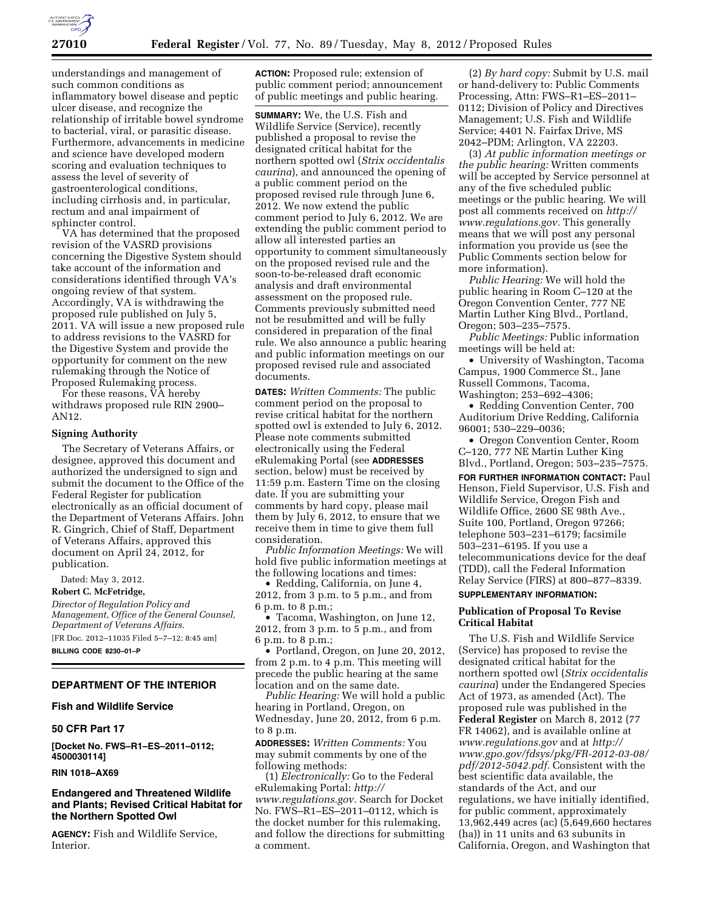understandings and management of such common conditions as inflammatory bowel disease and peptic ulcer disease, and recognize the relationship of irritable bowel syndrome to bacterial, viral, or parasitic disease. Furthermore, advancements in medicine and science have developed modern scoring and evaluation techniques to assess the level of severity of gastroenterological conditions, including cirrhosis and, in particular, rectum and anal impairment of sphincter control.

VA has determined that the proposed revision of the VASRD provisions concerning the Digestive System should take account of the information and considerations identified through VA's ongoing review of that system. Accordingly, VA is withdrawing the proposed rule published on July 5, 2011. VA will issue a new proposed rule to address revisions to the VASRD for the Digestive System and provide the opportunity for comment on the new rulemaking through the Notice of Proposed Rulemaking process.

For these reasons, VA hereby withdraws proposed rule RIN 2900–AN12.

**Signing Authority**

The Secretary of Veterans Affairs, or designee, approved this document and authorized the undersigned to sign and submit the document to the Office of the Federal Register for publication electronically as an official document of the Department of Veterans Affairs. John R. Gingrich, Chief of Staff, Department of Veterans Affairs, approved this document on April 24, 2012, for publication.

Dated: May 3, 2012.

**Robert C. McFetridge,**

*Director of Regulation Policy and Management, Office of the General Counsel, Department of Veterans Affairs.*

[FR Doc. 2012–11035 Filed 5–7–12; 8:45 am]

**BILLING CODE 8230–01–P**

---

## DEPARTMENT OF THE INTERIOR

### Fish and Wildlife Service

### 50 CFR Part 17

**[Docket No. FWS–R1–ES–2011–0112; 4500030114]**

**RIN 1018–AX69**

### Endangered and Threatened Wildlife and Plants; Revised Critical Habitat for the Northern Spotted Owl

**AGENCY:** Fish and Wildlife Service, Interior.

**ACTION:** Proposed rule; extension of public comment period; announcement of public meetings and public hearing.

**SUMMARY:** We, the U.S. Fish and Wildlife Service (Service), recently published a proposal to revise the designated critical habitat for the northern spotted owl (*Strix occidentalis caurina*), and announced the opening of a public comment period on the proposed revised rule through June 6, 2012. We now extend the public comment period to July 6, 2012. We are extending the public comment period to allow all interested parties an opportunity to comment simultaneously on the proposed revised rule and the soon-to-be-released draft economic analysis and draft environmental assessment on the proposed rule. Comments previously submitted need not be resubmitted and will be fully considered in preparation of the final rule. We also announce a public hearing and public information meetings on our proposed revised rule and associated documents.

**DATES:** *Written Comments:* The public comment period on the proposal to revise critical habitat for the northern spotted owl is extended to July 6, 2012. Please note comments submitted electronically using the Federal eRulemaking Portal (see **ADDRESSES** section, below) must be received by 11:59 p.m. Eastern Time on the closing date. If you are submitting your comments by hard copy, please mail them by July 6, 2012, to ensure that we receive them in time to give them full consideration.

*Public Information Meetings:* We will hold five public information meetings at the following locations and times:

- Redding, California, on June 4, 2012, from 3 p.m. to 5 p.m., and from 6 p.m. to 8 p.m.;
- Tacoma, Washington, on June 12, 2012, from 3 p.m. to 5 p.m., and from 6 p.m. to 8 p.m.;
- Portland, Oregon, on June 20, 2012, from 2 p.m. to 4 p.m. This meeting will precede the public hearing at the same location and on the same date.

*Public Hearing:* We will hold a public hearing in Portland, Oregon, on Wednesday, June 20, 2012, from 6 p.m. to 8 p.m.

**ADDRESSES:** *Written Comments:* You may submit comments by one of the following methods:

(1) *Electronically:* Go to the Federal eRulemaking Portal: *http://www.regulations.gov.* Search for Docket No. FWS–R1–ES–2011–0112, which is the docket number for this rulemaking, and follow the directions for submitting a comment.

(2) *By hard copy:* Submit by U.S. mail or hand-delivery to: Public Comments Processing, Attn: FWS–R1–ES–2011–0112; Division of Policy and Directives Management; U.S. Fish and Wildlife Service; 4401 N. Fairfax Drive, MS 2042–PDM; Arlington, VA 22203.

(3) *At public information meetings or the public hearing:* Written comments will be accepted by Service personnel at any of the five scheduled public meetings or the public hearing. We will post all comments received on *http://www.regulations.gov.* This generally means that we will post any personal information you provide us (see the Public Comments section below for more information).

*Public Hearing:* We will hold the public hearing in Room C–120 at the Oregon Convention Center, 777 NE Martin Luther King Blvd., Portland, Oregon; 503–235–7575.

*Public Meetings:* Public information meetings will be held at:

- University of Washington, Tacoma Campus, 1900 Commerce St., Jane Russell Commons, Tacoma, Washington; 253–692–4306;
- Redding Convention Center, 700 Auditorium Drive Redding, California 96001; 530–229–0036;
- Oregon Convention Center, Room C–120, 777 NE Martin Luther King Blvd., Portland, Oregon; 503–235–7575.

**FOR FURTHER INFORMATION CONTACT:** Paul Henson, Field Supervisor, U.S. Fish and Wildlife Service, Oregon Fish and Wildlife Office, 2600 SE 98th Ave., Suite 100, Portland, Oregon 97266; telephone 503–231–6179; facsimile 503–231–6195. If you use a telecommunications device for the deaf (TDD), call the Federal Information Relay Service (FIRS) at 800–877–8339.

**SUPPLEMENTARY INFORMATION:**

**Publication of Proposal To Revise Critical Habitat**

The U.S. Fish and Wildlife Service (Service) has proposed to revise the designated critical habitat for the northern spotted owl (*Strix occidentalis caurina*) under the Endangered Species Act of 1973, as amended (Act). The proposed rule was published in the **Federal Register** on March 8, 2012 (77 FR 14062), and is available online at *www.regulations.gov* and at *http://www.gpo.gov/fdsys/pkg/FR-2012-03-08/pdf/2012-5042.pdf.* Consistent with the best scientific data available, the standards of the Act, and our regulations, we have initially identified, for public comment, approximately 13,962,449 acres (ac) (5,649,660 hectares (ha)) in 11 units and 63 subunits in California, Oregon, and Washington that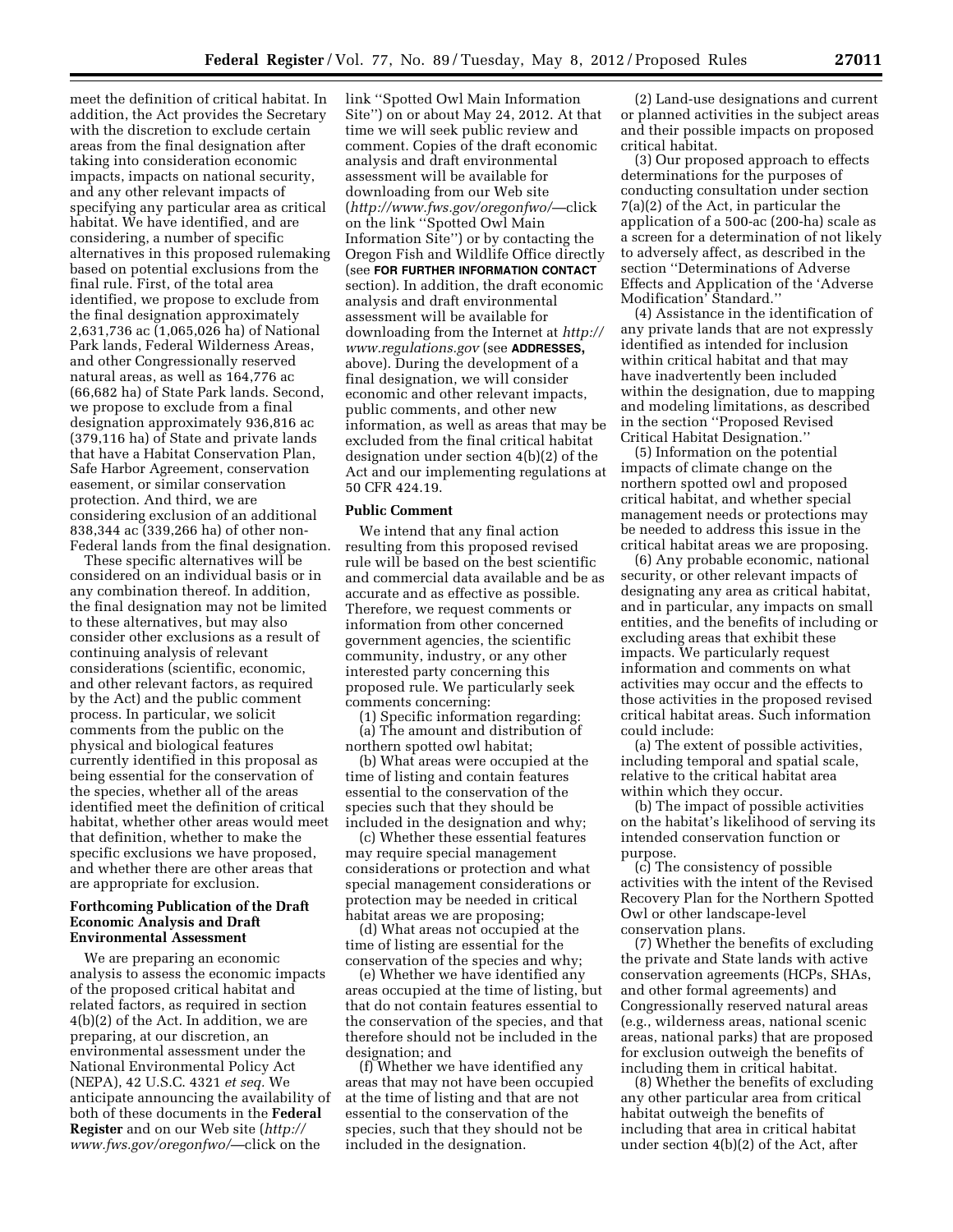meet the definition of critical habitat. In addition, the Act provides the Secretary with the discretion to exclude certain areas from the final designation after taking into consideration economic impacts, impacts on national security, and any other relevant impacts of specifying any particular area as critical habitat. We have identified, and are considering, a number of specific alternatives in this proposed rulemaking based on potential exclusions from the final rule. First, of the total area identified, we propose to exclude from the final designation approximately 2,631,736 ac (1,065,026 ha) of National Park lands, Federal Wilderness Areas, and other Congressionally reserved natural areas, as well as 164,776 ac (66,682 ha) of State Park lands. Second, we propose to exclude from a final designation approximately 936,816 ac (379,116 ha) of State and private lands that have a Habitat Conservation Plan, Safe Harbor Agreement, conservation easement, or similar conservation protection. And third, we are considering exclusion of an additional 838,344 ac (339,266 ha) of other non-Federal lands from the final designation.

These specific alternatives will be considered on an individual basis or in any combination thereof. In addition, the final designation may not be limited to these alternatives, but may also consider other exclusions as a result of continuing analysis of relevant considerations (scientific, economic, and other relevant factors, as required by the Act) and the public comment process. In particular, we solicit comments from the public on the physical and biological features currently identified in this proposal as being essential for the conservation of the species, whether all of the areas identified meet the definition of critical habitat, whether other areas would meet that definition, whether to make the specific exclusions we have proposed, and whether there are other areas that are appropriate for exclusion.

## Forthcoming Publication of the Draft Economic Analysis and Draft Environmental Assessment

We are preparing an economic analysis to assess the economic impacts of the proposed critical habitat and related factors, as required in section 4(b)(2) of the Act. In addition, we are preparing, at our discretion, an environmental assessment under the National Environmental Policy Act (NEPA), 42 U.S.C. 4321 *et seq.* We anticipate announcing the availability of both of these documents in the **Federal Register** and on our Web site (*http://www.fws.gov/oregonfwo/*—click on the link ''Spotted Owl Main Information Site'') on or about May 24, 2012. At that time we will seek public review and comment. Copies of the draft economic analysis and draft environmental assessment will be available for downloading from our Web site (*http://www.fws.gov/oregonfwo/*—click on the link ''Spotted Owl Main Information Site'') or by contacting the Oregon Fish and Wildlife Office directly (see **FOR FURTHER INFORMATION CONTACT** section). In addition, the draft economic analysis and draft environmental assessment will be available for downloading from the Internet at *http://www.regulations.gov* (see **ADDRESSES,** above). During the development of a final designation, we will consider economic and other relevant impacts, public comments, and other new information, as well as areas that may be excluded from the final critical habitat designation under section 4(b)(2) of the Act and our implementing regulations at 50 CFR 424.19.

## Public Comment

We intend that any final action resulting from this proposed revised rule will be based on the best scientific and commercial data available and be as accurate and as effective as possible. Therefore, we request comments or information from other concerned government agencies, the scientific community, industry, or any other interested party concerning this proposed rule. We particularly seek comments concerning:

(1) Specific information regarding:

(a) The amount and distribution of northern spotted owl habitat;

(b) What areas were occupied at the time of listing and contain features essential to the conservation of the species such that they should be included in the designation and why;

(c) Whether these essential features may require special management considerations or protection and what special management considerations or protection may be needed in critical habitat areas we are proposing;

(d) What areas not occupied at the time of listing are essential for the conservation of the species and why;

(e) Whether we have identified any areas occupied at the time of listing, but that do not contain features essential to the conservation of the species, and that therefore should not be included in the designation; and

(f) Whether we have identified any areas that may not have been occupied at the time of listing and that are not essential to the conservation of the species, such that they should not be included in the designation.

(2) Land-use designations and current or planned activities in the subject areas and their possible impacts on proposed critical habitat.

(3) Our proposed approach to effects determinations for the purposes of conducting consultation under section 7(a)(2) of the Act, in particular the application of a 500-ac (200-ha) scale as a screen for a determination of not likely to adversely affect, as described in the section ''Determinations of Adverse Effects and Application of the 'Adverse Modification' Standard.''

(4) Assistance in the identification of any private lands that are not expressly identified as intended for inclusion within critical habitat and that may have inadvertently been included within the designation, due to mapping and modeling limitations, as described in the section ''Proposed Revised Critical Habitat Designation.''

(5) Information on the potential impacts of climate change on the northern spotted owl and proposed critical habitat, and whether special management needs or protections may be needed to address this issue in the critical habitat areas we are proposing.

(6) Any probable economic, national security, or other relevant impacts of designating any area as critical habitat, and in particular, any impacts on small entities, and the benefits of including or excluding areas that exhibit these impacts. We particularly request information and comments on what activities may occur and the effects to those activities in the proposed revised critical habitat areas. Such information could include:

(a) The extent of possible activities, including temporal and spatial scale, relative to the critical habitat area within which they occur.

(b) The impact of possible activities on the habitat's likelihood of serving its intended conservation function or purpose.

(c) The consistency of possible activities with the intent of the Revised Recovery Plan for the Northern Spotted Owl or other landscape-level conservation plans.

(7) Whether the benefits of excluding the private and State lands with active conservation agreements (HCPs, SHAs, and other formal agreements) and Congressionally reserved natural areas (e.g., wilderness areas, national scenic areas, national parks) that are proposed for exclusion outweigh the benefits of including them in critical habitat.

(8) Whether the benefits of excluding any other particular area from critical habitat outweigh the benefits of including that area in critical habitat under section 4(b)(2) of the Act, after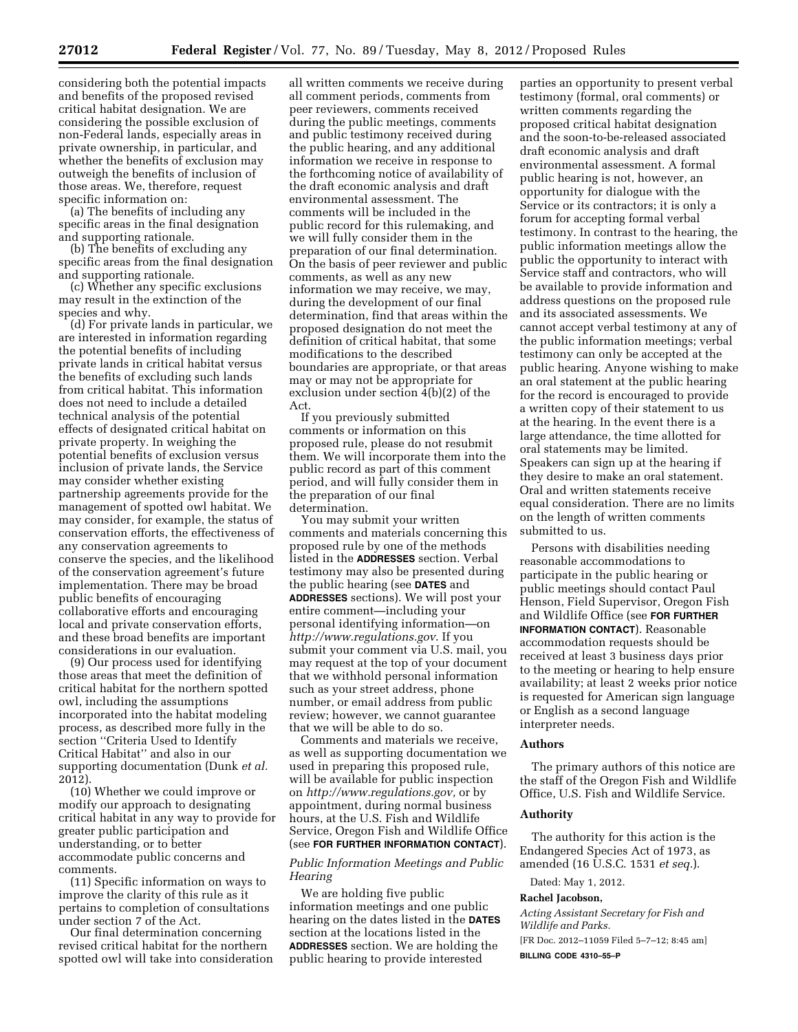considering both the potential impacts and benefits of the proposed revised critical habitat designation. We are considering the possible exclusion of non-Federal lands, especially areas in private ownership, in particular, and whether the benefits of exclusion may outweigh the benefits of inclusion of those areas. We, therefore, request specific information on:

(a) The benefits of including any specific areas in the final designation and supporting rationale.

(b) The benefits of excluding any specific areas from the final designation and supporting rationale.

(c) Whether any specific exclusions may result in the extinction of the species and why.

(d) For private lands in particular, we are interested in information regarding the potential benefits of including private lands in critical habitat versus the benefits of excluding such lands from critical habitat. This information does not need to include a detailed technical analysis of the potential effects of designated critical habitat on private property. In weighing the potential benefits of exclusion versus inclusion of private lands, the Service may consider whether existing partnership agreements provide for the management of spotted owl habitat. We may consider, for example, the status of conservation efforts, the effectiveness of any conservation agreements to conserve the species, and the likelihood of the conservation agreement's future implementation. There may be broad public benefits of encouraging collaborative efforts and encouraging local and private conservation efforts, and these broad benefits are important considerations in our evaluation.

(9) Our process used for identifying those areas that meet the definition of critical habitat for the northern spotted owl, including the assumptions incorporated into the habitat modeling process, as described more fully in the section "Criteria Used to Identify Critical Habitat" and also in our supporting documentation (Dunk *et al.* 2012).

(10) Whether we could improve or modify our approach to designating critical habitat in any way to provide for greater public participation and understanding, or to better accommodate public concerns and comments.

(11) Specific information on ways to improve the clarity of this rule as it pertains to completion of consultations under section 7 of the Act.

Our final determination concerning revised critical habitat for the northern spotted owl will take into consideration all written comments we receive during all comment periods, comments from peer reviewers, comments received during the public meetings, comments and public testimony received during the public hearing, and any additional information we receive in response to the forthcoming notice of availability of the draft economic analysis and draft environmental assessment. The comments will be included in the public record for this rulemaking, and we will fully consider them in the preparation of our final determination. On the basis of peer reviewer and public comments, as well as any new information we may receive, we may, during the development of our final determination, find that areas within the proposed designation do not meet the definition of critical habitat, that some modifications to the described boundaries are appropriate, or that areas may or may not be appropriate for exclusion under section 4(b)(2) of the Act.

If you previously submitted comments or information on this proposed rule, please do not resubmit them. We will incorporate them into the public record as part of this comment period, and will fully consider them in the preparation of our final determination.

You may submit your written comments and materials concerning this proposed rule by one of the methods listed in the **ADDRESSES** section. Verbal testimony may also be presented during the public hearing (see **DATES** and **ADDRESSES** sections). We will post your entire comment—including your personal identifying information—on *http://www.regulations.gov*. If you submit your comment via U.S. mail, you may request at the top of your document that we withhold personal information such as your street address, phone number, or email address from public review; however, we cannot guarantee that we will be able to do so.

Comments and materials we receive, as well as supporting documentation we used in preparing this proposed rule, will be available for public inspection on *http://www.regulations.gov,* or by appointment, during normal business hours, at the U.S. Fish and Wildlife Service, Oregon Fish and Wildlife Office (see **FOR FURTHER INFORMATION CONTACT**).

### *Public Information Meetings and Public Hearing*

We are holding five public information meetings and one public hearing on the dates listed in the **DATES** section at the locations listed in the **ADDRESSES** section. We are holding the public hearing to provide interested parties an opportunity to present verbal testimony (formal, oral comments) or written comments regarding the proposed critical habitat designation and the soon-to-be-released associated draft economic analysis and draft environmental assessment. A formal public hearing is not, however, an opportunity for dialogue with the Service or its contractors; it is only a forum for accepting formal verbal testimony. In contrast to the hearing, the public information meetings allow the public the opportunity to interact with Service staff and contractors, who will be available to provide information and address questions on the proposed rule and its associated assessments. We cannot accept verbal testimony at any of the public information meetings; verbal testimony can only be accepted at the public hearing. Anyone wishing to make an oral statement at the public hearing for the record is encouraged to provide a written copy of their statement to us at the hearing. In the event there is a large attendance, the time allotted for oral statements may be limited. Speakers can sign up at the hearing if they desire to make an oral statement. Oral and written statements receive equal consideration. There are no limits on the length of written comments submitted to us.

Persons with disabilities needing reasonable accommodations to participate in the public hearing or public meetings should contact Paul Henson, Field Supervisor, Oregon Fish and Wildlife Office (see **FOR FURTHER INFORMATION CONTACT**). Reasonable accommodation requests should be received at least 3 business days prior to the meeting or hearing to help ensure availability; at least 2 weeks prior notice is requested for American sign language or English as a second language interpreter needs.

## Authors

The primary authors of this notice are the staff of the Oregon Fish and Wildlife Office, U.S. Fish and Wildlife Service.

## Authority

The authority for this action is the Endangered Species Act of 1973, as amended (16 U.S.C. 1531 *et seq.*).

Dated: May 1, 2012.

**Rachel Jacobson,**

*Acting Assistant Secretary for Fish and Wildlife and Parks.*

[FR Doc. 2012–11059 Filed 5–7–12; 8:45 am]

**BILLING CODE 4310–55–P**